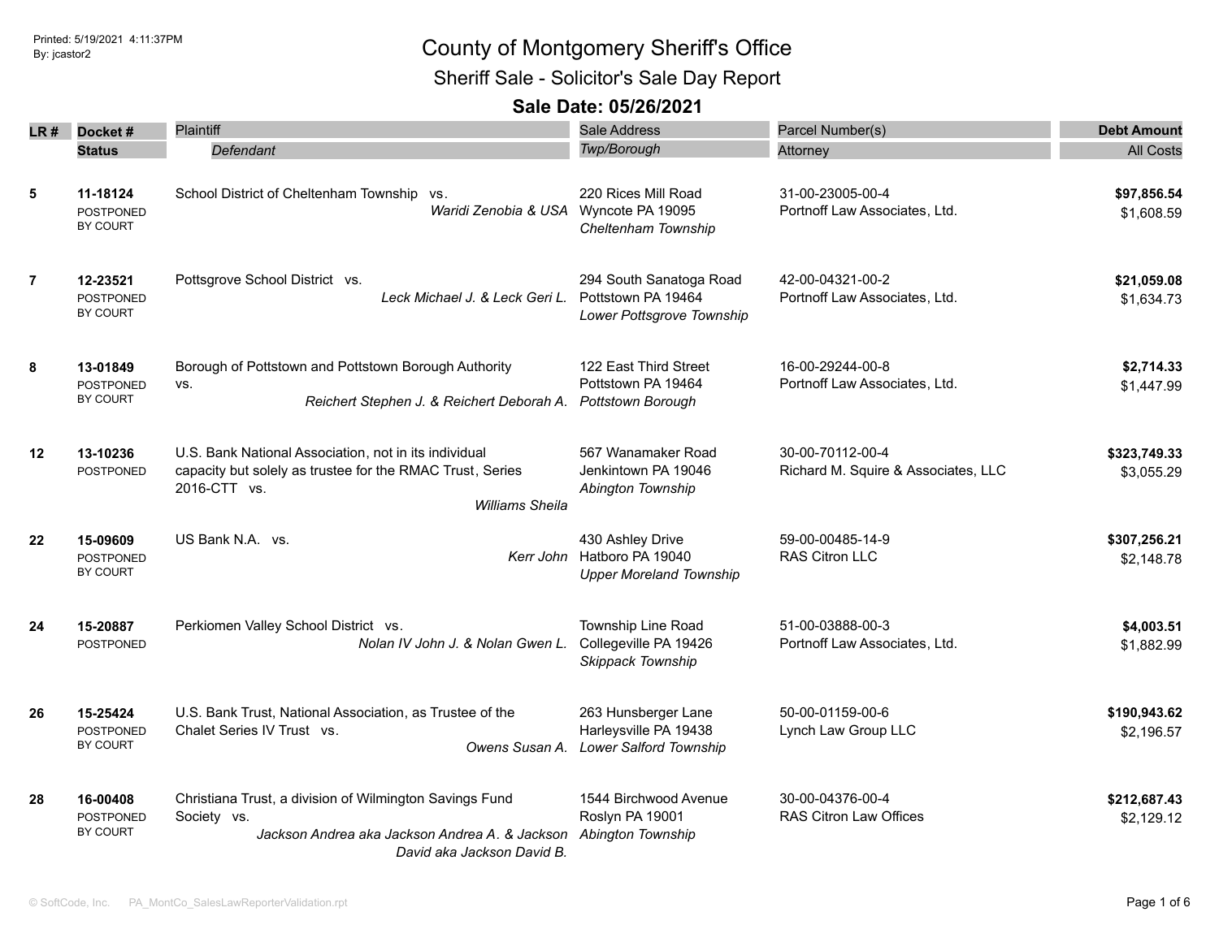Printed: 5/19/2021 4:11:37PM
By: jcastor2

# County of Montgomery Sheriff's Office

## Sheriff Sale - Solicitor's Sale Day Report

### Sale Date: 05/26/2021

| LR # | Docket # / Status | Plaintiff / *Defendant* | Sale Address / *Twp/Borough* | Parcel Number(s) / Attorney | Debt Amount / All Costs |
|---|---|---|---|---|---|
| 5 | **11-18124** POSTPONED BY COURT | School District of Cheltenham Township vs. *Waridi Zenobia & USA* | 220 Rices Mill Road Wyncote PA 19095 *Cheltenham Township* | 31-00-23005-00-4 Portnoff Law Associates, Ltd. | **$97,856.54** $1,608.59 |
| 7 | **12-23521** POSTPONED BY COURT | Pottsgrove School District vs. *Leck Michael J. & Leck Geri L.* | 294 South Sanatoga Road Pottstown PA 19464 *Lower Pottsgrove Township* | 42-00-04321-00-2 Portnoff Law Associates, Ltd. | **$21,059.08** $1,634.73 |
| 8 | **13-01849** POSTPONED BY COURT | Borough of Pottstown and Pottstown Borough Authority vs. *Reichert Stephen J. & Reichert Deborah A.* | 122 East Third Street Pottstown PA 19464 *Pottstown Borough* | 16-00-29244-00-8 Portnoff Law Associates, Ltd. | **$2,714.33** $1,447.99 |
| 12 | **13-10236** POSTPONED | U.S. Bank National Association, not in its individual capacity but solely as trustee for the RMAC Trust, Series 2016-CTT vs. *Williams Sheila* | 567 Wanamaker Road Jenkintown PA 19046 *Abington Township* | 30-00-70112-00-4 Richard M. Squire & Associates, LLC | **$323,749.33** $3,055.29 |
| 22 | **15-09609** POSTPONED BY COURT | US Bank N.A. vs. *Kerr John* | 430 Ashley Drive Hatboro PA 19040 *Upper Moreland Township* | 59-00-00485-14-9 RAS Citron LLC | **$307,256.21** $2,148.78 |
| 24 | **15-20887** POSTPONED | Perkiomen Valley School District vs. *Nolan IV John J. & Nolan Gwen L.* | Township Line Road Collegeville PA 19426 *Skippack Township* | 51-00-03888-00-3 Portnoff Law Associates, Ltd. | **$4,003.51** $1,882.99 |
| 26 | **15-25424** POSTPONED BY COURT | U.S. Bank Trust, National Association, as Trustee of the Chalet Series IV Trust vs. *Owens Susan A.* | 263 Hunsberger Lane Harleysville PA 19438 *Lower Salford Township* | 50-00-01159-00-6 Lynch Law Group LLC | **$190,943.62** $2,196.57 |
| 28 | **16-00408** POSTPONED BY COURT | Christiana Trust, a division of Wilmington Savings Fund Society vs. *Jackson Andrea aka Jackson Andrea A. & Jackson David aka Jackson David B.* | 1544 Birchwood Avenue Roslyn PA 19001 *Abington Township* | 30-00-04376-00-4 RAS Citron Law Offices | **$212,687.43** $2,129.12 |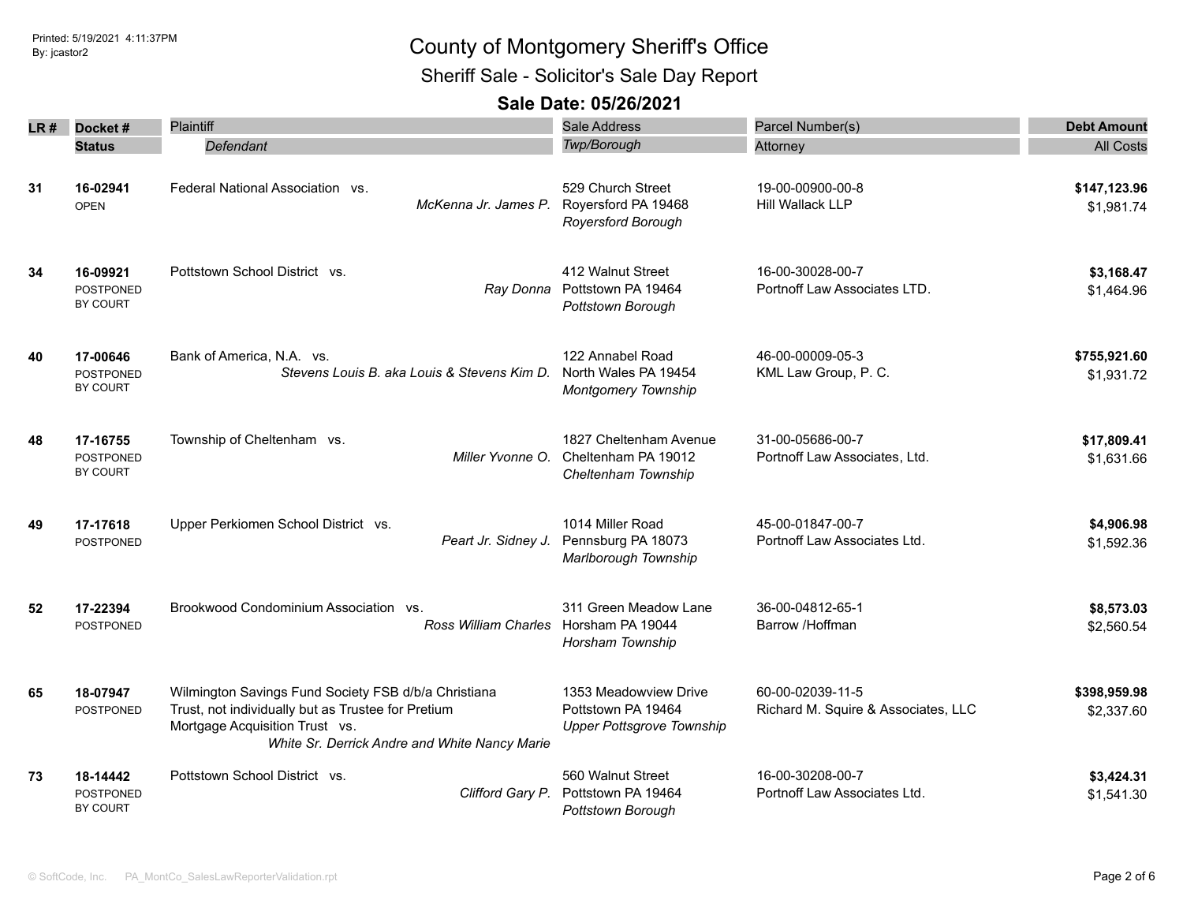# County of Montgomery Sheriff's Office

## Sheriff Sale - Solicitor's Sale Day Report

### Sale Date: 05/26/2021

| LR # | Docket # / Status | Plaintiff / Defendant | Sale Address / Twp/Borough | Parcel Number(s) / Attorney | Debt Amount / All Costs |
|---|---|---|---|---|---|
| 31 | 16-02941<br>OPEN | Federal National Association vs.<br>*McKenna Jr. James P.* | 529 Church Street<br>Royersford PA 19468<br>*Royersford Borough* | 19-00-00900-00-8<br>Hill Wallack LLP | **$147,123.96**<br>$1,981.74 |
| 34 | 16-09921<br>POSTPONED BY COURT | Pottstown School District vs.<br>*Ray Donna* | 412 Walnut Street<br>Pottstown PA 19464<br>*Pottstown Borough* | 16-00-30028-00-7<br>Portnoff Law Associates LTD. | **$3,168.47**<br>$1,464.96 |
| 40 | 17-00646<br>POSTPONED BY COURT | Bank of America, N.A. vs.<br>*Stevens Louis B. aka Louis & Stevens Kim D.* | 122 Annabel Road<br>North Wales PA 19454<br>*Montgomery Township* | 46-00-00009-05-3<br>KML Law Group, P. C. | **$755,921.60**<br>$1,931.72 |
| 48 | 17-16755<br>POSTPONED BY COURT | Township of Cheltenham vs.<br>*Miller Yvonne O.* | 1827 Cheltenham Avenue<br>Cheltenham PA 19012<br>*Cheltenham Township* | 31-00-05686-00-7<br>Portnoff Law Associates, Ltd. | **$17,809.41**<br>$1,631.66 |
| 49 | 17-17618<br>POSTPONED | Upper Perkiomen School District vs.<br>*Peart Jr. Sidney J.* | 1014 Miller Road<br>Pennsburg PA 18073<br>*Marlborough Township* | 45-00-01847-00-7<br>Portnoff Law Associates Ltd. | **$4,906.98**<br>$1,592.36 |
| 52 | 17-22394<br>POSTPONED | Brookwood Condominium Association vs.<br>*Ross William Charles* | 311 Green Meadow Lane<br>Horsham PA 19044<br>*Horsham Township* | 36-00-04812-65-1<br>Barrow /Hoffman | **$8,573.03**<br>$2,560.54 |
| 65 | 18-07947<br>POSTPONED | Wilmington Savings Fund Society FSB d/b/a Christiana Trust, not individually but as Trustee for Pretium Mortgage Acquisition Trust vs.<br>*White Sr. Derrick Andre and White Nancy Marie* | 1353 Meadowview Drive<br>Pottstown PA 19464<br>*Upper Pottsgrove Township* | 60-00-02039-11-5<br>Richard M. Squire & Associates, LLC | **$398,959.98**<br>$2,337.60 |
| 73 | 18-14442<br>POSTPONED BY COURT | Pottstown School District vs.<br>*Clifford Gary P.* | 560 Walnut Street<br>Pottstown PA 19464<br>*Pottstown Borough* | 16-00-30208-00-7<br>Portnoff Law Associates Ltd. | **$3,424.31**<br>$1,541.30 |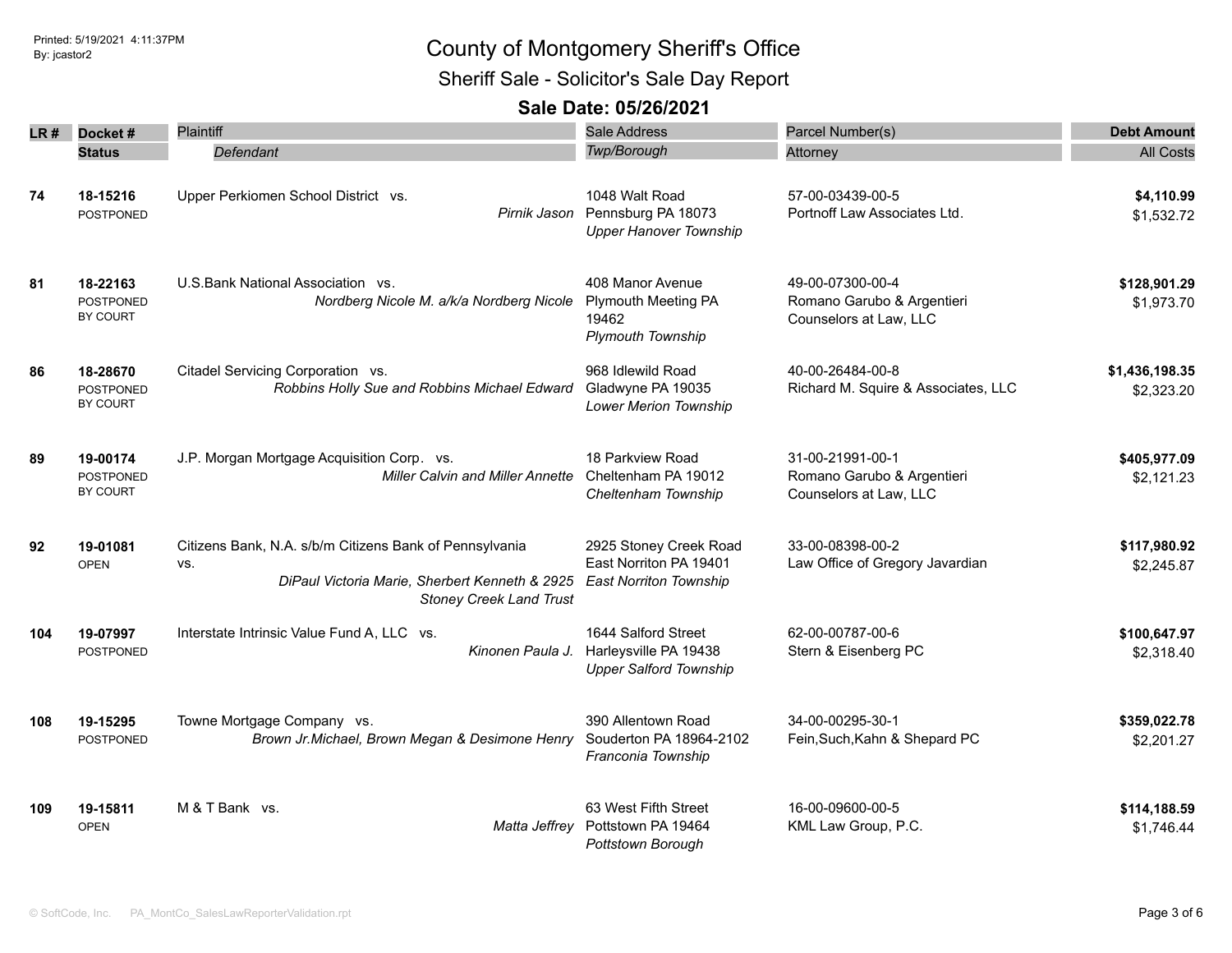# County of Montgomery Sheriff's Office

## Sheriff Sale - Solicitor's Sale Day Report

### Sale Date: 05/26/2021

Printed: 5/19/2021 4:11:37PM
By: jcastor2

| LR # | Docket # / Status | Plaintiff / *Defendant* | Sale Address / *Twp/Borough* | Parcel Number(s) / Attorney | Debt Amount / All Costs |
|---|---|---|---|---|---|
| 74 | **18-15216** POSTPONED | Upper Perkiomen School District vs. *Pirnik Jason* | 1048 Walt Road Pennsburg PA 18073 *Upper Hanover Township* | 57-00-03439-00-5 Portnoff Law Associates Ltd. | **$4,110.99** $1,532.72 |
| 81 | **18-22163** POSTPONED BY COURT | U.S.Bank National Association vs. *Nordberg Nicole M. a/k/a Nordberg Nicole* | 408 Manor Avenue Plymouth Meeting PA 19462 *Plymouth Township* | 49-00-07300-00-4 Romano Garubo & Argentieri Counselors at Law, LLC | **$128,901.29** $1,973.70 |
| 86 | **18-28670** POSTPONED BY COURT | Citadel Servicing Corporation vs. *Robbins Holly Sue and Robbins Michael Edward* | 968 Idlewild Road Gladwyne PA 19035 *Lower Merion Township* | 40-00-26484-00-8 Richard M. Squire & Associates, LLC | **$1,436,198.35** $2,323.20 |
| 89 | **19-00174** POSTPONED BY COURT | J.P. Morgan Mortgage Acquisition Corp. vs. *Miller Calvin and Miller Annette* | 18 Parkview Road Cheltenham PA 19012 *Cheltenham Township* | 31-00-21991-00-1 Romano Garubo & Argentieri Counselors at Law, LLC | **$405,977.09** $2,121.23 |
| 92 | **19-01081** OPEN | Citizens Bank, N.A. s/b/m Citizens Bank of Pennsylvania vs. *DiPaul Victoria Marie, Sherbert Kenneth & 2925 Stoney Creek Land Trust* | 2925 Stoney Creek Road East Norriton PA 19401 *East Norriton Township* | 33-00-08398-00-2 Law Office of Gregory Javardian | **$117,980.92** $2,245.87 |
| 104 | **19-07997** POSTPONED | Interstate Intrinsic Value Fund A, LLC vs. *Kinonen Paula J.* | 1644 Salford Street Harleysville PA 19438 *Upper Salford Township* | 62-00-00787-00-6 Stern & Eisenberg PC | **$100,647.97** $2,318.40 |
| 108 | **19-15295** POSTPONED | Towne Mortgage Company vs. *Brown Jr.Michael, Brown Megan & Desimone Henry* | 390 Allentown Road Souderton PA 18964-2102 *Franconia Township* | 34-00-00295-30-1 Fein,Such,Kahn & Shepard PC | **$359,022.78** $2,201.27 |
| 109 | **19-15811** OPEN | M & T Bank vs. *Matta Jeffrey* | 63 West Fifth Street Pottstown PA 19464 *Pottstown Borough* | 16-00-09600-00-5 KML Law Group, P.C. | **$114,188.59** $1,746.44 |

© SoftCode, Inc. PA_MontCo_SalesLawReporterValidation.rpt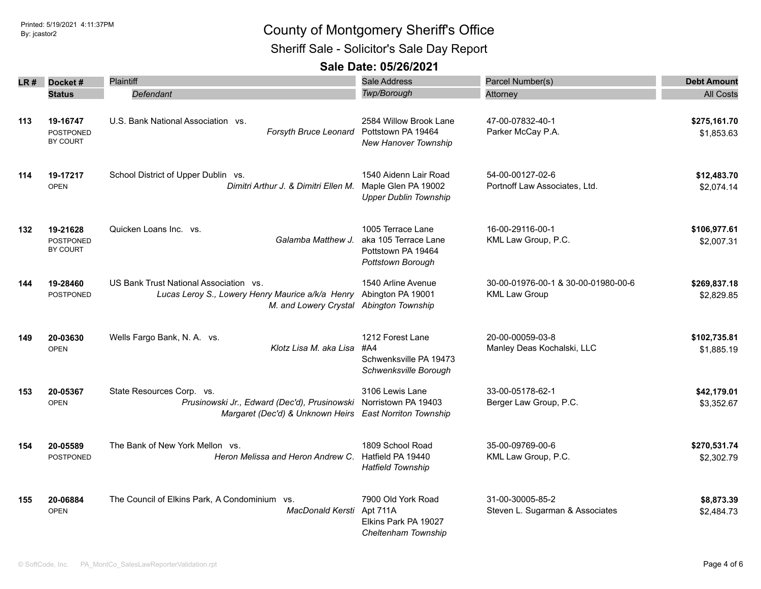Printed: 5/19/2021 4:11:37PM
By: jcastor2

# County of Montgomery Sheriff's Office

## Sheriff Sale - Solicitor's Sale Day Report

### Sale Date: 05/26/2021

| LR # | Docket # / Status | Plaintiff / *Defendant* | Sale Address / *Twp/Borough* | Parcel Number(s) / Attorney | Debt Amount / All Costs |
|---|---|---|---|---|---|
| 113 | **19-16747** POSTPONED BY COURT | U.S. Bank National Association vs. *Forsyth Bruce Leonard* | 2584 Willow Brook Lane Pottstown PA 19464 *New Hanover Township* | 47-00-07832-40-1 Parker McCay P.A. | **$275,161.70** $1,853.63 |
| 114 | **19-17217** OPEN | School District of Upper Dublin vs. *Dimitri Arthur J. & Dimitri Ellen M.* | 1540 Aidenn Lair Road Maple Glen PA 19002 *Upper Dublin Township* | 54-00-00127-02-6 Portnoff Law Associates, Ltd. | **$12,483.70** $2,074.14 |
| 132 | **19-21628** POSTPONED BY COURT | Quicken Loans Inc. vs. *Galamba Matthew J.* | 1005 Terrace Lane aka 105 Terrace Lane Pottstown PA 19464 *Pottstown Borough* | 16-00-29116-00-1 KML Law Group, P.C. | **$106,977.61** $2,007.31 |
| 144 | **19-28460** POSTPONED | US Bank Trust National Association vs. *Lucas Leroy S., Lowery Henry Maurice a/k/a Henry M. and Lowery Crystal* | 1540 Arline Avenue Abington PA 19001 *Abington Township* | 30-00-01976-00-1 & 30-00-01980-00-6 KML Law Group | **$269,837.18** $2,829.85 |
| 149 | **20-03630** OPEN | Wells Fargo Bank, N. A. vs. *Klotz Lisa M. aka Lisa* | 1212 Forest Lane #A4 Schwenksville PA 19473 *Schwenksville Borough* | 20-00-00059-03-8 Manley Deas Kochalski, LLC | **$102,735.81** $1,885.19 |
| 153 | **20-05367** OPEN | State Resources Corp. vs. *Prusinowski Jr., Edward (Dec'd), Prusinowski Margaret (Dec'd) & Unknown Heirs* | 3106 Lewis Lane Norristown PA 19403 *East Norriton Township* | 33-00-05178-62-1 Berger Law Group, P.C. | **$42,179.01** $3,352.67 |
| 154 | **20-05589** POSTPONED | The Bank of New York Mellon vs. *Heron Melissa and Heron Andrew C.* | 1809 School Road Hatfield PA 19440 *Hatfield Township* | 35-00-09769-00-6 KML Law Group, P.C. | **$270,531.74** $2,302.79 |
| 155 | **20-06884** OPEN | The Council of Elkins Park, A Condominium vs. *MacDonald Kersti* | 7900 Old York Road Apt 711A Elkins Park PA 19027 *Cheltenham Township* | 31-00-30005-85-2 Steven L. Sugarman & Associates | **$8,873.39** $2,484.73 |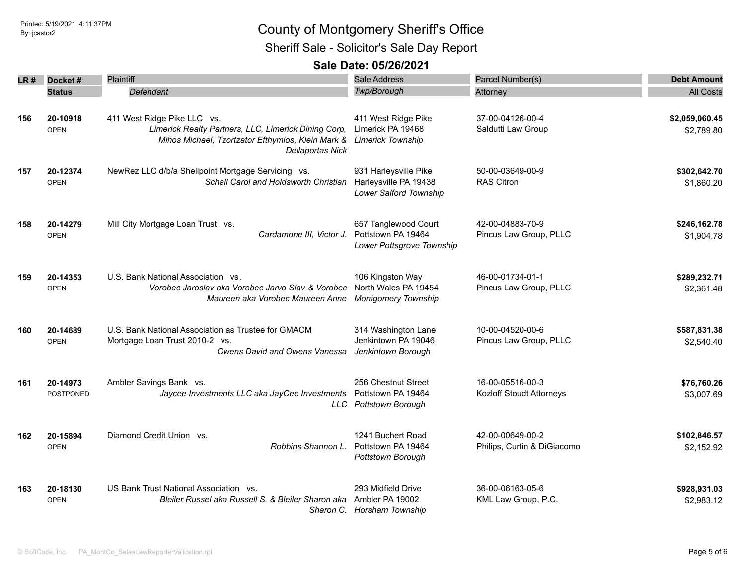# County of Montgomery Sheriff's Office

## Sheriff Sale - Solicitor's Sale Day Report

### Sale Date: 05/26/2021

| LR # | Docket # / Status | Plaintiff / *Defendant* | Sale Address / *Twp/Borough* | Parcel Number(s) / Attorney | Debt Amount / All Costs |
|---|---|---|---|---|---|
| 156 | **20-10918** OPEN | 411 West Ridge Pike LLC vs. *Limerick Realty Partners, LLC, Limerick Dining Corp, Mihos Michael, Tzortzator Efthymios, Klein Mark & Dellaportas Nick* | 411 West Ridge Pike Limerick PA 19468 *Limerick Township* | 37-00-04126-00-4 Saldutti Law Group | **$2,059,060.45** $2,789.80 |
| 157 | **20-12374** OPEN | NewRez LLC d/b/a Shellpoint Mortgage Servicing vs. *Schall Carol and Holdsworth Christian* | 931 Harleysville Pike Harleysville PA 19438 *Lower Salford Township* | 50-00-03649-00-9 RAS Citron | **$302,642.70** $1,860.20 |
| 158 | **20-14279** OPEN | Mill City Mortgage Loan Trust vs. *Cardamone III, Victor J.* | 657 Tanglewood Court Pottstown PA 19464 *Lower Pottsgrove Township* | 42-00-04883-70-9 Pincus Law Group, PLLC | **$246,162.78** $1,904.78 |
| 159 | **20-14353** OPEN | U.S. Bank National Association vs. *Vorobec Jaroslav aka Vorobec Jarvo Slav & Vorobec Maureen aka Vorobec Maureen Anne* | 106 Kingston Way North Wales PA 19454 *Montgomery Township* | 46-00-01734-01-1 Pincus Law Group, PLLC | **$289,232.71** $2,361.48 |
| 160 | **20-14689** OPEN | U.S. Bank National Association as Trustee for GMACM Mortgage Loan Trust 2010-2 vs. *Owens David and Owens Vanessa* | 314 Washington Lane Jenkintown PA 19046 *Jenkintown Borough* | 10-00-04520-00-6 Pincus Law Group, PLLC | **$587,831.38** $2,540.40 |
| 161 | **20-14973** POSTPONED | Ambler Savings Bank vs. *Jaycee Investments LLC aka JayCee Investments LLC* | 256 Chestnut Street Pottstown PA 19464 *Pottstown Borough* | 16-00-05516-00-3 Kozloff Stoudt Attorneys | **$76,760.26** $3,007.69 |
| 162 | **20-15894** OPEN | Diamond Credit Union vs. *Robbins Shannon L.* | 1241 Buchert Road Pottstown PA 19464 *Pottstown Borough* | 42-00-00649-00-2 Philips, Curtin & DiGiacomo | **$102,846.57** $2,152.92 |
| 163 | **20-18130** OPEN | US Bank Trust National Association vs. *Bleiler Russel aka Russell S. & Bleiler Sharon aka Sharon C.* | 293 Midfield Drive Ambler PA 19002 *Horsham Township* | 36-00-06163-05-6 KML Law Group, P.C. | **$928,931.03** $2,983.12 |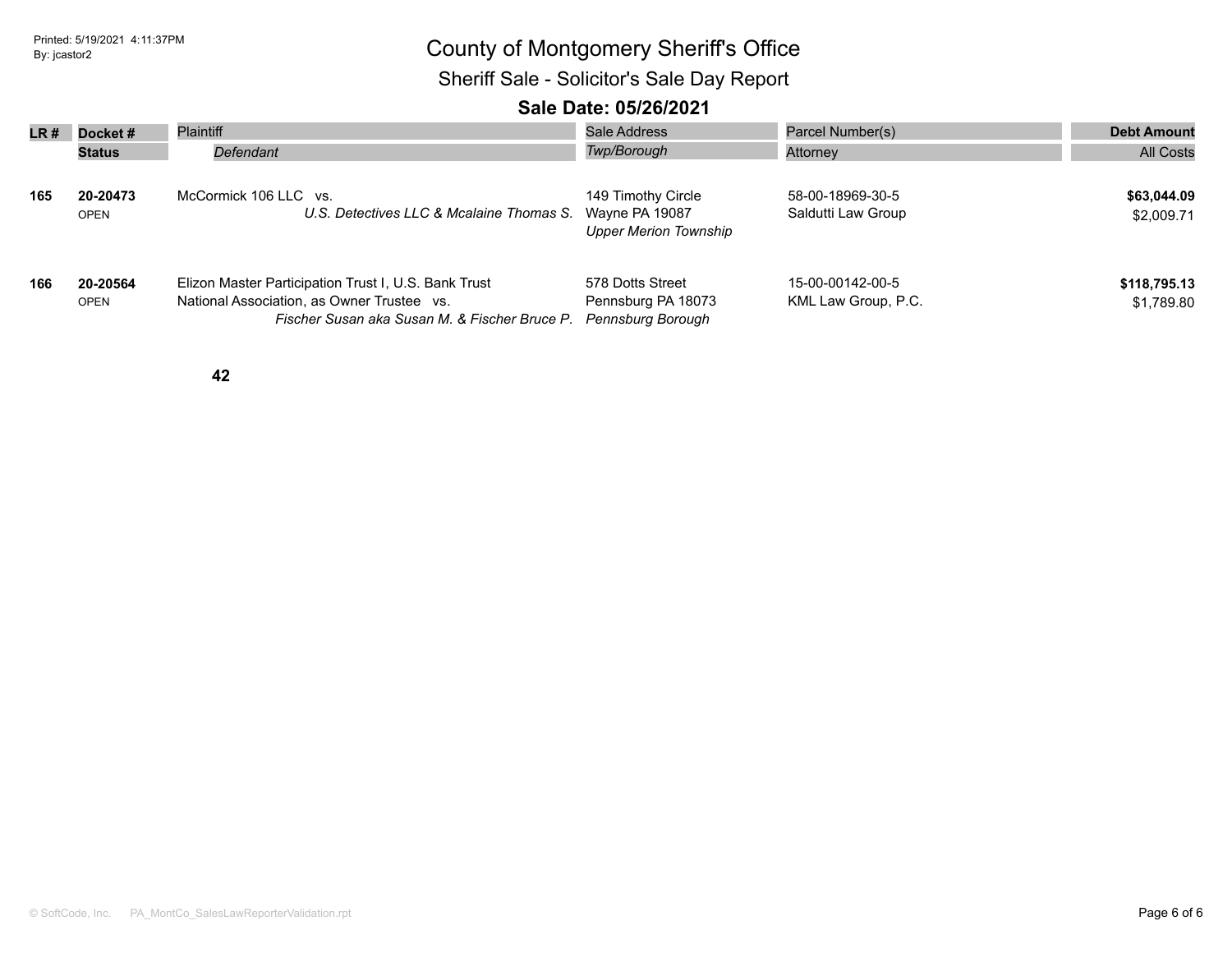# County of Montgomery Sheriff's Office

## Sheriff Sale - Solicitor's Sale Day Report

### Sale Date: 05/26/2021

| LR # | Docket # / Status | Plaintiff / *Defendant* | Sale Address / *Twp/Borough* | Parcel Number(s) / Attorney | Debt Amount / All Costs |
|---|---|---|---|---|---|
| **165** | **20-20473** OPEN | McCormick 106 LLC vs. *U.S. Detectives LLC & Mcalaine Thomas S.* | 149 Timothy Circle Wayne PA 19087 *Upper Merion Township* | 58-00-18969-30-5 Saldutti Law Group | **$63,044.09** $2,009.71 |
| **166** | **20-20564** OPEN | Elizon Master Participation Trust I, U.S. Bank Trust National Association, as Owner Trustee vs. *Fischer Susan aka Susan M. & Fischer Bruce P.* | 578 Dotts Street Pennsburg PA 18073 *Pennsburg Borough* | 15-00-00142-00-5 KML Law Group, P.C. | **$118,795.13** $1,789.80 |

**42**